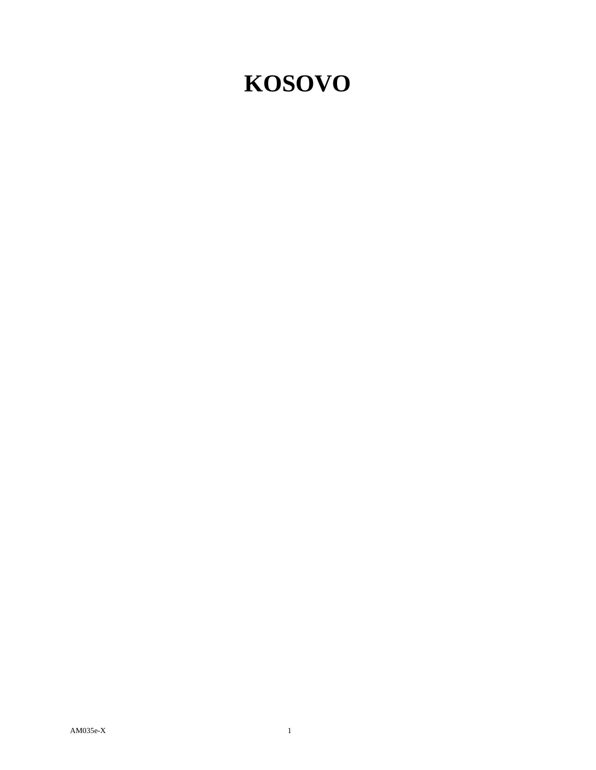# KOSOVO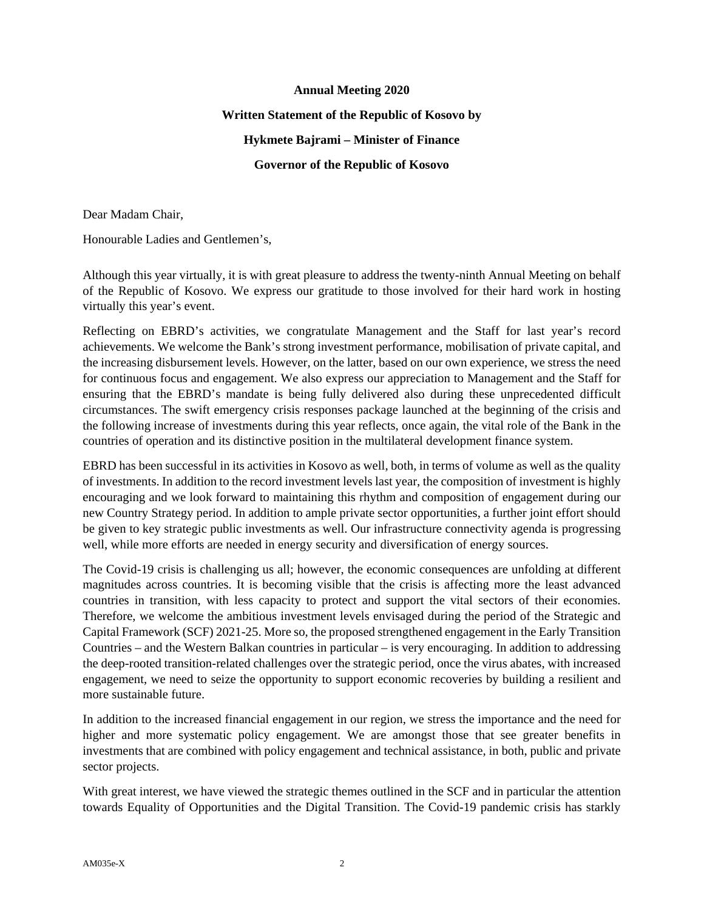**Annual Meeting 2020**

**Written Statement of the Republic of Kosovo by**

**Hykmete Bajrami – Minister of Finance**

**Governor of the Republic of Kosovo**

Dear Madam Chair,

Honourable Ladies and Gentlemen's,

Although this year virtually, it is with great pleasure to address the twenty-ninth Annual Meeting on behalf of the Republic of Kosovo. We express our gratitude to those involved for their hard work in hosting virtually this year's event.

Reflecting on EBRD's activities, we congratulate Management and the Staff for last year's record achievements. We welcome the Bank's strong investment performance, mobilisation of private capital, and the increasing disbursement levels. However, on the latter, based on our own experience, we stress the need for continuous focus and engagement. We also express our appreciation to Management and the Staff for ensuring that the EBRD's mandate is being fully delivered also during these unprecedented difficult circumstances. The swift emergency crisis responses package launched at the beginning of the crisis and the following increase of investments during this year reflects, once again, the vital role of the Bank in the countries of operation and its distinctive position in the multilateral development finance system.

EBRD has been successful in its activities in Kosovo as well, both, in terms of volume as well as the quality of investments. In addition to the record investment levels last year, the composition of investment is highly encouraging and we look forward to maintaining this rhythm and composition of engagement during our new Country Strategy period. In addition to ample private sector opportunities, a further joint effort should be given to key strategic public investments as well. Our infrastructure connectivity agenda is progressing well, while more efforts are needed in energy security and diversification of energy sources.

The Covid-19 crisis is challenging us all; however, the economic consequences are unfolding at different magnitudes across countries. It is becoming visible that the crisis is affecting more the least advanced countries in transition, with less capacity to protect and support the vital sectors of their economies. Therefore, we welcome the ambitious investment levels envisaged during the period of the Strategic and Capital Framework (SCF) 2021-25. More so, the proposed strengthened engagement in the Early Transition Countries – and the Western Balkan countries in particular – is very encouraging. In addition to addressing the deep-rooted transition-related challenges over the strategic period, once the virus abates, with increased engagement, we need to seize the opportunity to support economic recoveries by building a resilient and more sustainable future.

In addition to the increased financial engagement in our region, we stress the importance and the need for higher and more systematic policy engagement. We are amongst those that see greater benefits in investments that are combined with policy engagement and technical assistance, in both, public and private sector projects.

With great interest, we have viewed the strategic themes outlined in the SCF and in particular the attention towards Equality of Opportunities and the Digital Transition. The Covid-19 pandemic crisis has starkly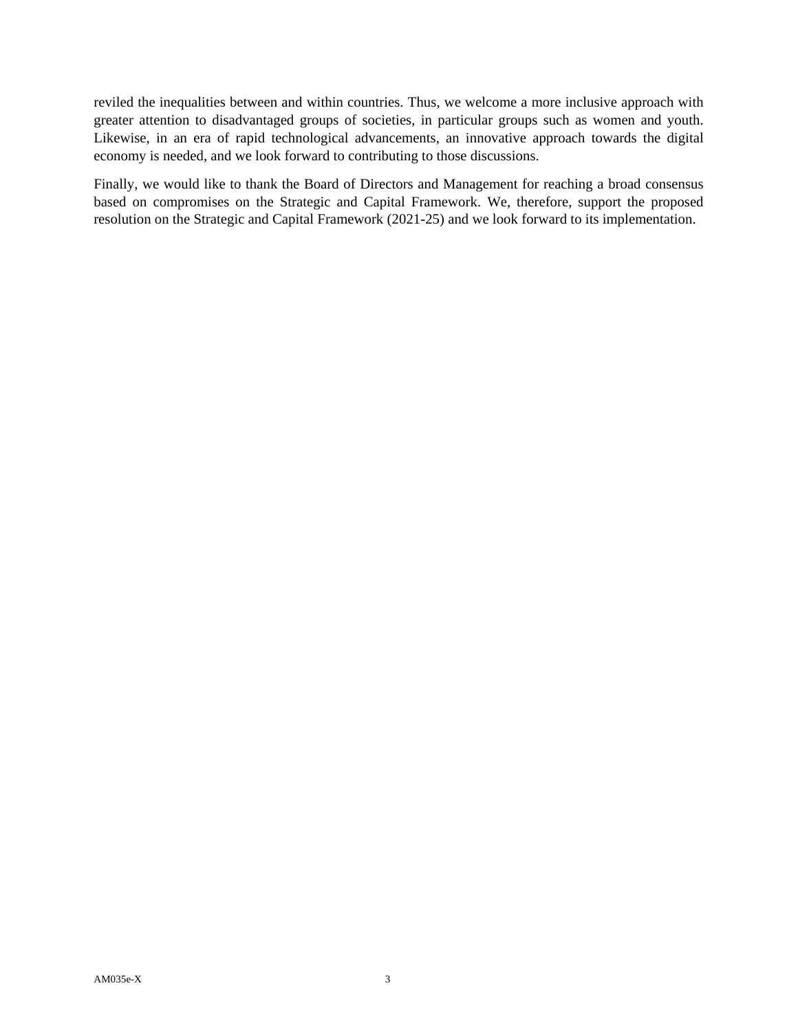reviled the inequalities between and within countries. Thus, we welcome a more inclusive approach with greater attention to disadvantaged groups of societies, in particular groups such as women and youth. Likewise, in an era of rapid technological advancements, an innovative approach towards the digital economy is needed, and we look forward to contributing to those discussions.

Finally, we would like to thank the Board of Directors and Management for reaching a broad consensus based on compromises on the Strategic and Capital Framework. We, therefore, support the proposed resolution on the Strategic and Capital Framework (2021-25) and we look forward to its implementation.